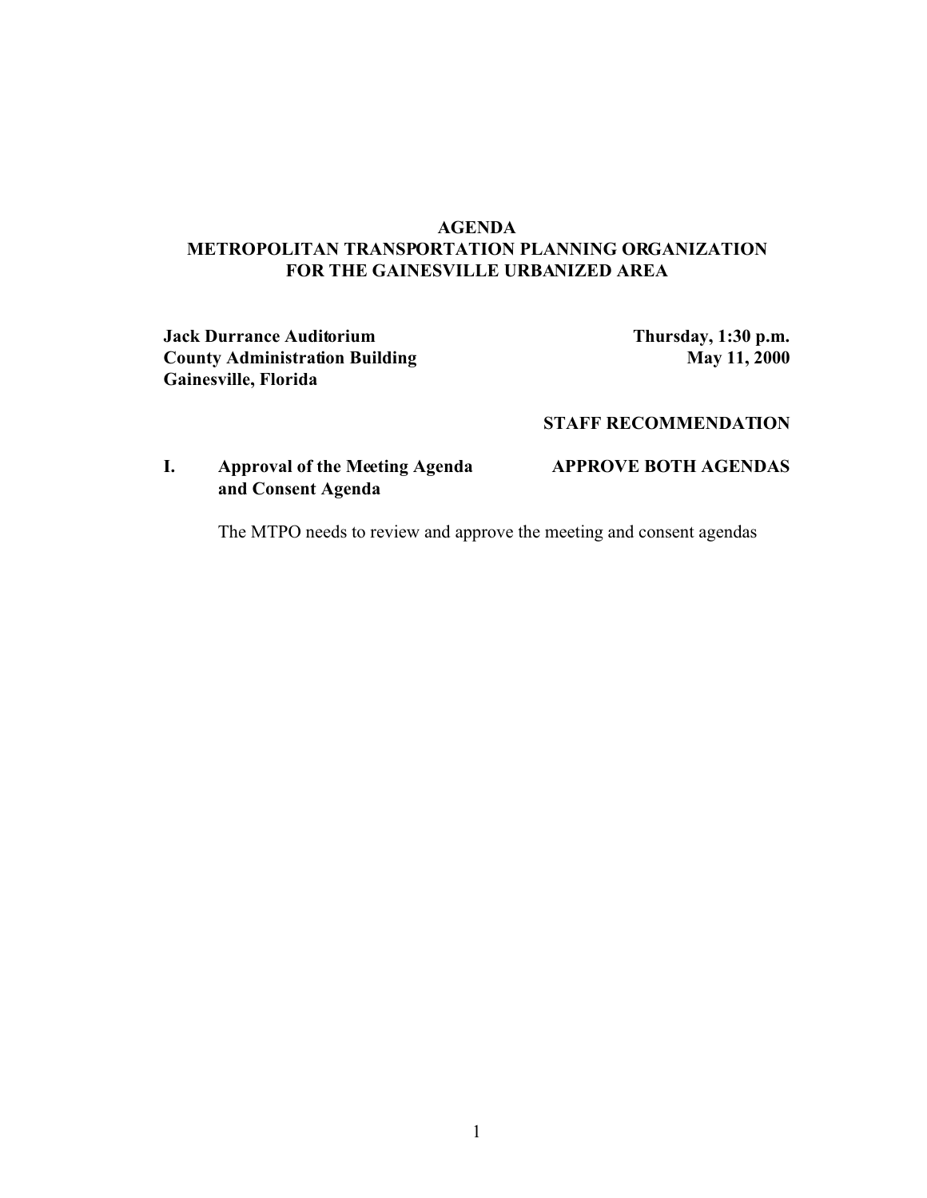# AGENDA
## METROPOLITAN TRANSPORTATION PLANNING ORGANIZATION FOR THE GAINESVILLE URBANIZED AREA

**Jack Durrance Auditorium**
**County Administration Building**
**Gainesville, Florida**

**Thursday, 1:30 p.m.**
**May 11, 2000**

**STAFF RECOMMENDATION**

**I. Approval of the Meeting Agenda and Consent Agenda** — **APPROVE BOTH AGENDAS**

The MTPO needs to review and approve the meeting and consent agendas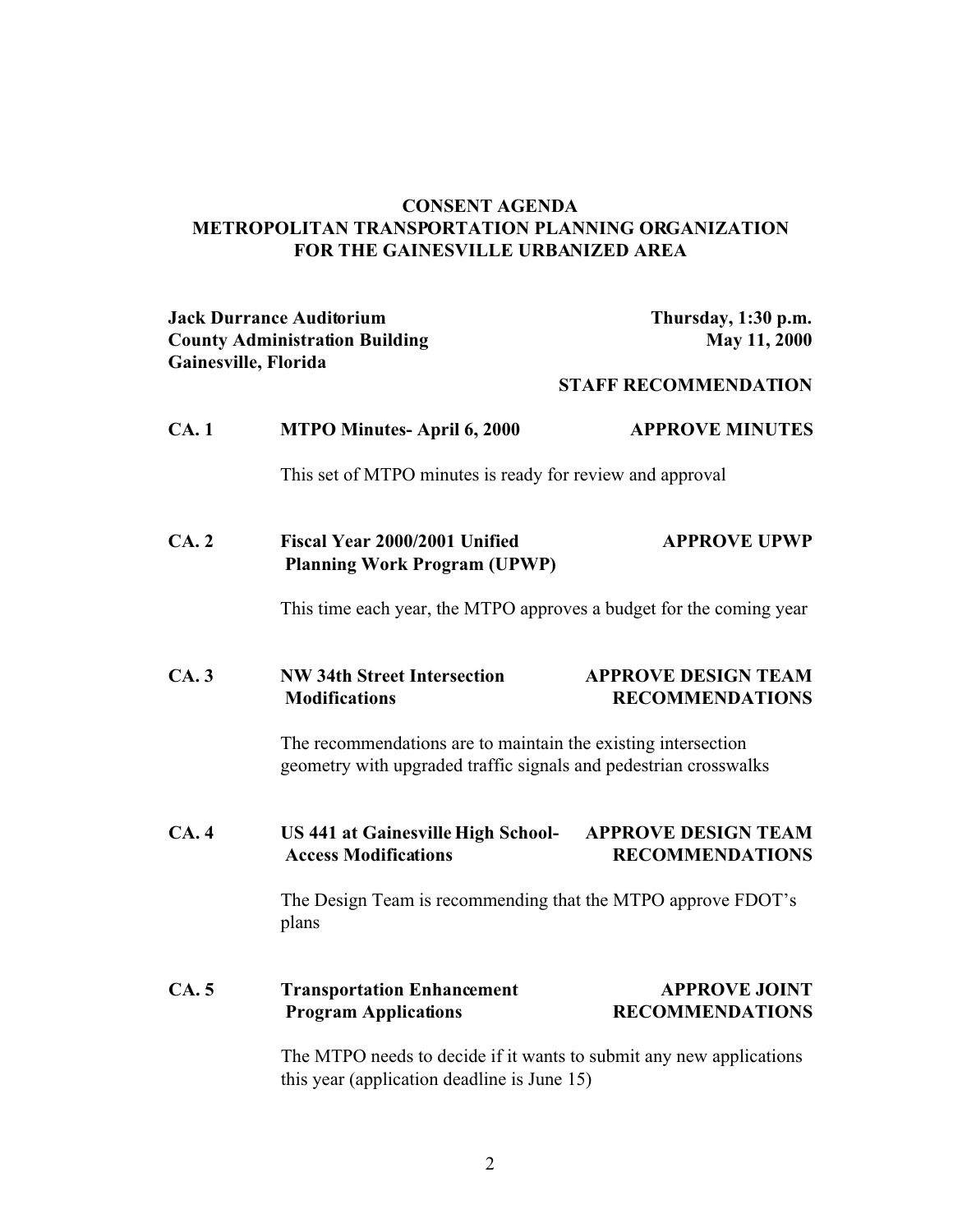# CONSENT AGENDA
# METROPOLITAN TRANSPORTATION PLANNING ORGANIZATION
# FOR THE GAINESVILLE URBANIZED AREA

**Jack Durrance Auditorium**
**County Administration Building**
**Gainesville, Florida**

**Thursday, 1:30 p.m.**
**May 11, 2000**

**STAFF RECOMMENDATION**

**CA. 1 MTPO Minutes- April 6, 2000** — **APPROVE MINUTES**

This set of MTPO minutes is ready for review and approval

**CA. 2 Fiscal Year 2000/2001 Unified Planning Work Program (UPWP)** — **APPROVE UPWP**

This time each year, the MTPO approves a budget for the coming year

**CA. 3 NW 34th Street Intersection Modifications** — **APPROVE DESIGN TEAM RECOMMENDATIONS**

The recommendations are to maintain the existing intersection geometry with upgraded traffic signals and pedestrian crosswalks

**CA. 4 US 441 at Gainesville High School- Access Modifications** — **APPROVE DESIGN TEAM RECOMMENDATIONS**

The Design Team is recommending that the MTPO approve FDOT's plans

**CA. 5 Transportation Enhancement Program Applications** — **APPROVE JOINT RECOMMENDATIONS**

The MTPO needs to decide if it wants to submit any new applications this year (application deadline is June 15)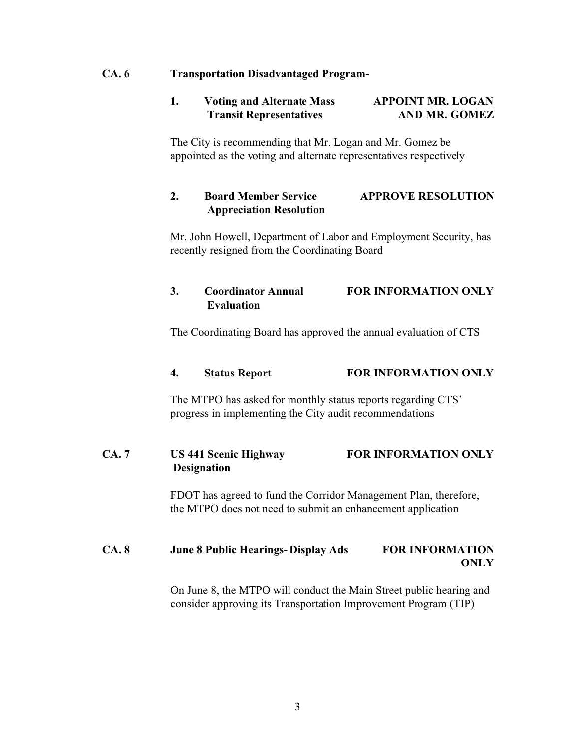**CA. 6 Transportation Disadvantaged Program-**

**1. Voting and Alternate Mass Transit Representatives** — **APPOINT MR. LOGAN AND MR. GOMEZ**

The City is recommending that Mr. Logan and Mr. Gomez be appointed as the voting and alternate representatives respectively

**2. Board Member Service Appreciation Resolution** — **APPROVE RESOLUTION**

Mr. John Howell, Department of Labor and Employment Security, has recently resigned from the Coordinating Board

**3. Coordinator Annual Evaluation** — **FOR INFORMATION ONLY**

The Coordinating Board has approved the annual evaluation of CTS

**4. Status Report** — **FOR INFORMATION ONLY**

The MTPO has asked for monthly status reports regarding CTS' progress in implementing the City audit recommendations

**CA. 7 US 441 Scenic Highway Designation** — **FOR INFORMATION ONLY**

FDOT has agreed to fund the Corridor Management Plan, therefore, the MTPO does not need to submit an enhancement application

**CA. 8 June 8 Public Hearings- Display Ads** — **FOR INFORMATION ONLY**

On June 8, the MTPO will conduct the Main Street public hearing and consider approving its Transportation Improvement Program (TIP)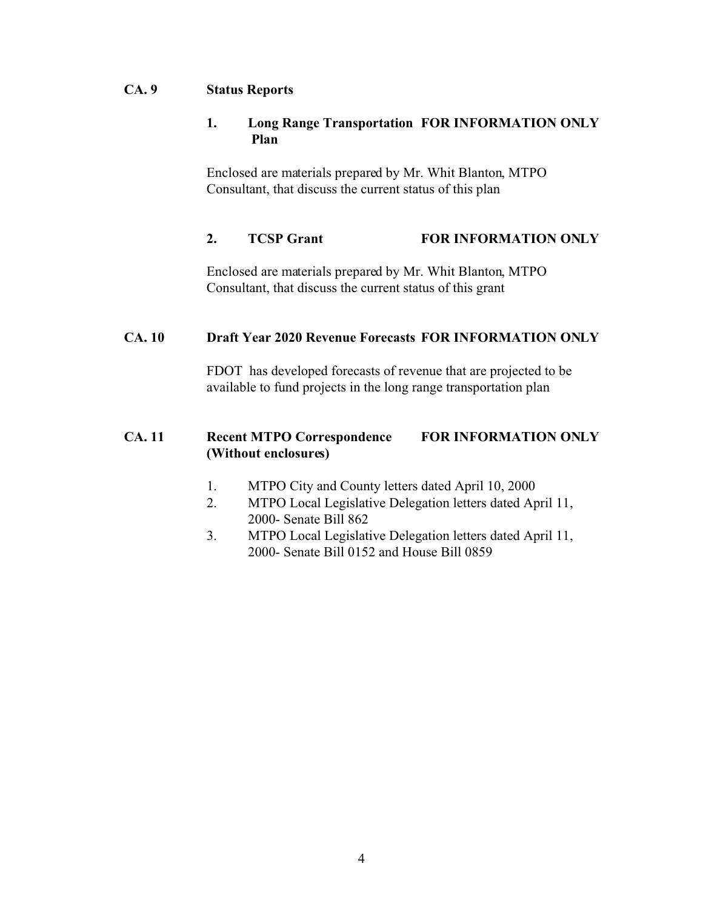**CA. 9 Status Reports**

**1. Long Range Transportation Plan** **FOR INFORMATION ONLY**

Enclosed are materials prepared by Mr. Whit Blanton, MTPO Consultant, that discuss the current status of this plan

**2. TCSP Grant** **FOR INFORMATION ONLY**

Enclosed are materials prepared by Mr. Whit Blanton, MTPO Consultant, that discuss the current status of this grant

**CA. 10 Draft Year 2020 Revenue Forecasts** **FOR INFORMATION ONLY**

FDOT has developed forecasts of revenue that are projected to be available to fund projects in the long range transportation plan

**CA. 11 Recent MTPO Correspondence (Without enclosures)** **FOR INFORMATION ONLY**

1. MTPO City and County letters dated April 10, 2000
2. MTPO Local Legislative Delegation letters dated April 11, 2000- Senate Bill 862
3. MTPO Local Legislative Delegation letters dated April 11, 2000- Senate Bill 0152 and House Bill 0859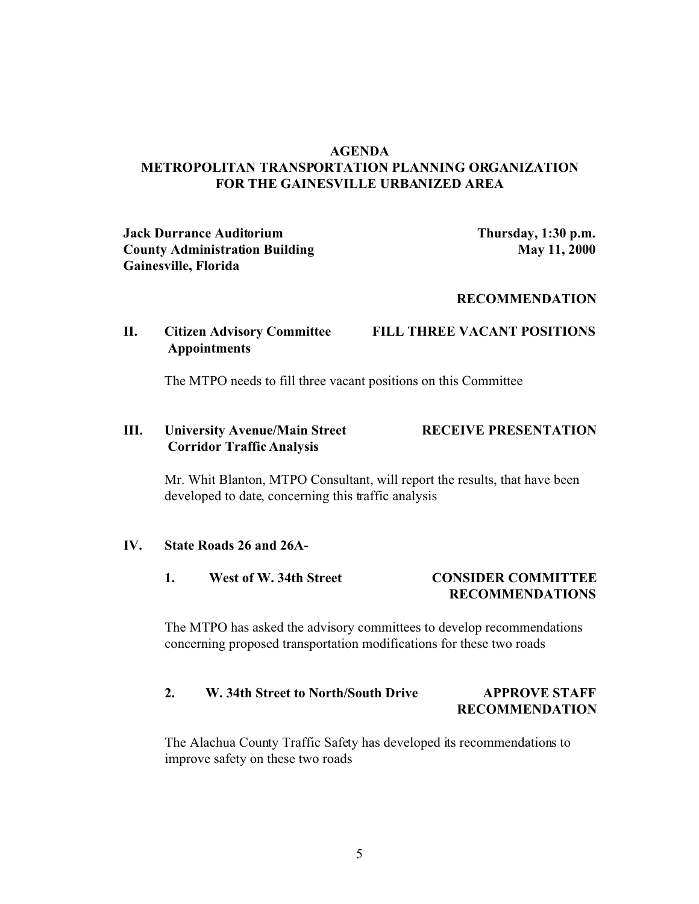**AGENDA**
**METROPOLITAN TRANSPORTATION PLANNING ORGANIZATION**
**FOR THE GAINESVILLE URBANIZED AREA**

**Jack Durrance Auditorium**
**County Administration Building**
**Gainesville, Florida**

**Thursday, 1:30 p.m.**
**May 11, 2000**

**RECOMMENDATION**

**II. Citizen Advisory Committee Appointments** — **FILL THREE VACANT POSITIONS**

The MTPO needs to fill three vacant positions on this Committee

**III. University Avenue/Main Street Corridor Traffic Analysis** — **RECEIVE PRESENTATION**

Mr. Whit Blanton, MTPO Consultant, will report the results, that have been developed to date, concerning this traffic analysis

**IV. State Roads 26 and 26A-**

**1. West of W. 34th Street** — **CONSIDER COMMITTEE RECOMMENDATIONS**

The MTPO has asked the advisory committees to develop recommendations concerning proposed transportation modifications for these two roads

**2. W. 34th Street to North/South Drive** — **APPROVE STAFF RECOMMENDATION**

The Alachua County Traffic Safety has developed its recommendations to improve safety on these two roads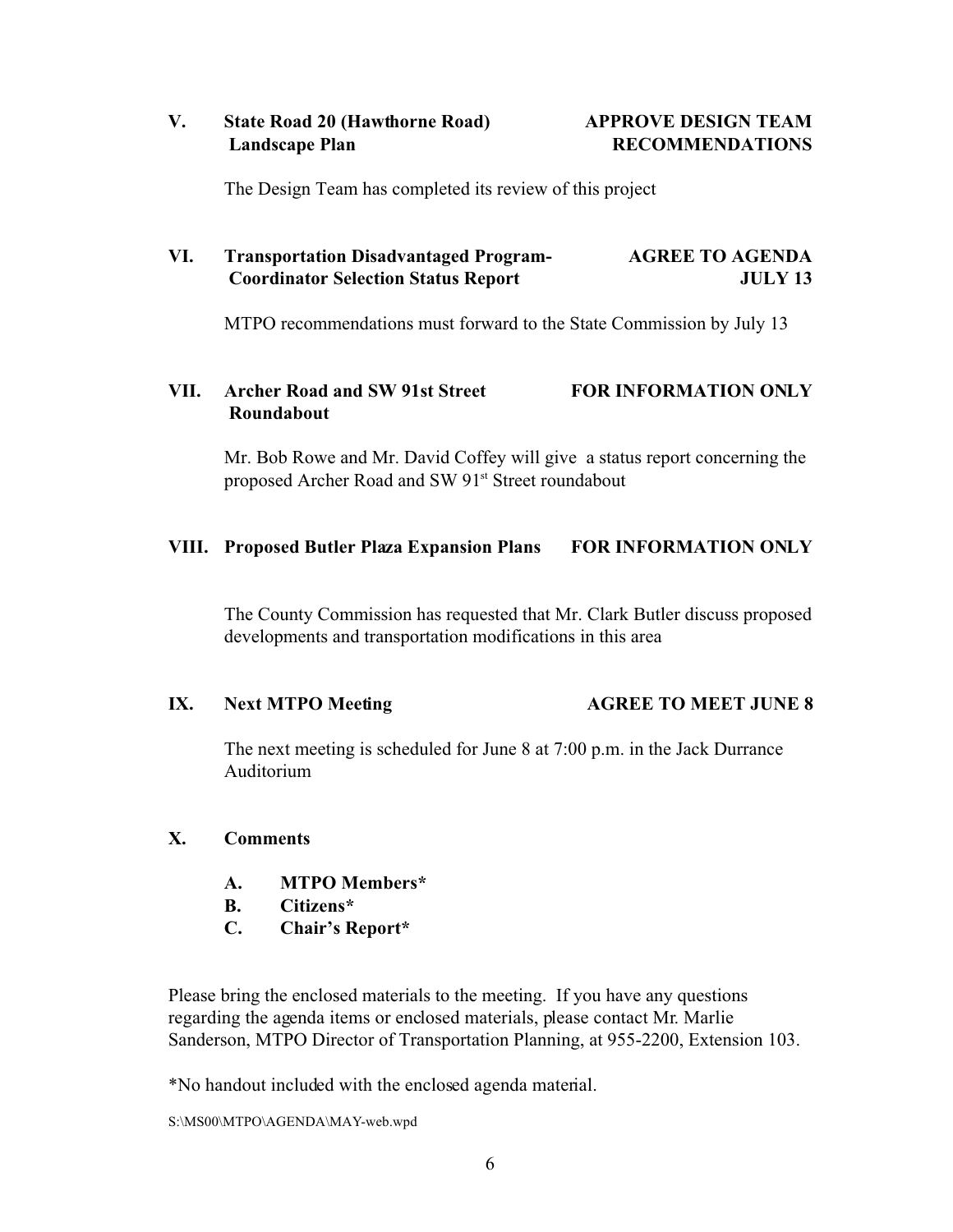## V. State Road 20 (Hawthorne Road) Landscape Plan — APPROVE DESIGN TEAM RECOMMENDATIONS

The Design Team has completed its review of this project

## VI. Transportation Disadvantaged Program- Coordinator Selection Status Report — AGREE TO AGENDA JULY 13

MTPO recommendations must forward to the State Commission by July 13

## VII. Archer Road and SW 91st Street Roundabout — FOR INFORMATION ONLY

Mr. Bob Rowe and Mr. David Coffey will give a status report concerning the proposed Archer Road and SW 91st Street roundabout

## VIII. Proposed Butler Plaza Expansion Plans — FOR INFORMATION ONLY

The County Commission has requested that Mr. Clark Butler discuss proposed developments and transportation modifications in this area

## IX. Next MTPO Meeting — AGREE TO MEET JUNE 8

The next meeting is scheduled for June 8 at 7:00 p.m. in the Jack Durrance Auditorium

## X. Comments

- **A. MTPO Members***
- **B. Citizens***
- **C. Chair's Report***

Please bring the enclosed materials to the meeting. If you have any questions regarding the agenda items or enclosed materials, please contact Mr. Marlie Sanderson, MTPO Director of Transportation Planning, at 955-2200, Extension 103.

*No handout included with the enclosed agenda material.

S:\MS00\MTPO\AGENDA\MAY-web.wpd